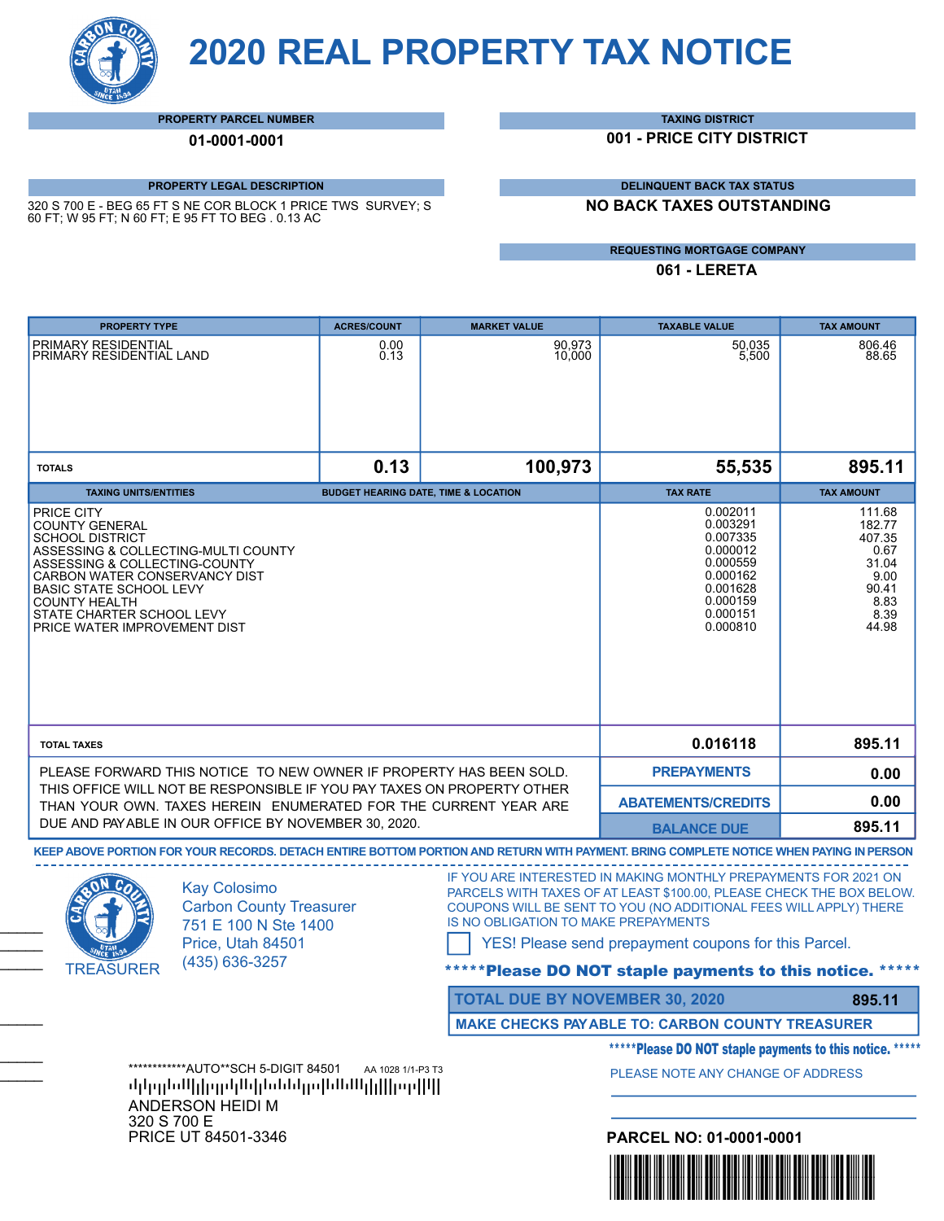# 2020 REAL PROPERTY TAX NOTICE

**PROPERTY PARCEL NUMBER**

**01-0001-0001**

**TAXING DISTRICT**

**001 - PRICE CITY DISTRICT**

**PROPERTY LEGAL DESCRIPTION**

320 S 700 E - BEG 65 FT S NE COR BLOCK 1 PRICE TWS SURVEY; S 60 FT; W 95 FT; N 60 FT; E 95 FT TO BEG . 0.13 AC

**DELINQUENT BACK TAX STATUS**

**NO BACK TAXES OUTSTANDING**

**REQUESTING MORTGAGE COMPANY**

**061 - LERETA**

| PROPERTY TYPE | ACRES/COUNT | MARKET VALUE | TAXABLE VALUE | TAX AMOUNT |
|---|---|---|---|---|
| PRIMARY RESIDENTIAL | 0.00 | 90,973 | 50,035 | 806.46 |
| PRIMARY RESIDENTIAL LAND | 0.13 | 10,000 | 5,500 | 88.65 |
| **TOTALS** | **0.13** | **100,973** | **55,535** | **895.11** |

| TAXING UNITS/ENTITIES | BUDGET HEARING DATE, TIME & LOCATION | TAX RATE | TAX AMOUNT |
|---|---|---|---|
| PRICE CITY | | 0.002011 | 111.68 |
| COUNTY GENERAL | | 0.003291 | 182.77 |
| SCHOOL DISTRICT | | 0.007335 | 407.35 |
| ASSESSING & COLLECTING-MULTI COUNTY | | 0.000012 | 0.67 |
| ASSESSING & COLLECTING-COUNTY | | 0.000559 | 31.04 |
| CARBON WATER CONSERVANCY DIST | | 0.000162 | 9.00 |
| BASIC STATE SCHOOL LEVY | | 0.001628 | 90.41 |
| COUNTY HEALTH | | 0.000159 | 8.83 |
| STATE CHARTER SCHOOL LEVY | | 0.000151 | 8.39 |
| PRICE WATER IMPROVEMENT DIST | | 0.000810 | 44.98 |
| **TOTAL TAXES** | | **0.016118** | **895.11** |
| | | **PREPAYMENTS** | **0.00** |
| | | **ABATEMENTS/CREDITS** | **0.00** |
| | | **BALANCE DUE** | **895.11** |

PLEASE FORWARD THIS NOTICE TO NEW OWNER IF PROPERTY HAS BEEN SOLD. THIS OFFICE WILL NOT BE RESPONSIBLE IF YOU PAY TAXES ON PROPERTY OTHER THAN YOUR OWN. TAXES HEREIN ENUMERATED FOR THE CURRENT YEAR ARE DUE AND PAYABLE IN OUR OFFICE BY NOVEMBER 30, 2020.

**KEEP ABOVE PORTION FOR YOUR RECORDS. DETACH ENTIRE BOTTOM PORTION AND RETURN WITH PAYMENT. BRING COMPLETE NOTICE WHEN PAYING IN PERSON**

---

TREASURER

Kay Colosimo
Carbon County Treasurer
751 E 100 N Ste 1400
Price, Utah 84501
(435) 636-3257

IF YOU ARE INTERESTED IN MAKING MONTHLY PREPAYMENTS FOR 2021 ON PARCELS WITH TAXES OF AT LEAST $100.00, PLEASE CHECK THE BOX BELOW. COUPONS WILL BE SENT TO YOU (NO ADDITIONAL FEES WILL APPLY) THERE IS NO OBLIGATION TO MAKE PREPAYMENTS

☐ YES! Please send prepayment coupons for this Parcel.

**\*\*\*\*\*Please DO NOT staple payments to this notice. \*\*\*\*\***

| TOTAL DUE BY NOVEMBER 30, 2020 | 895.11 |
|---|---|
| MAKE CHECKS PAYABLE TO: CARBON COUNTY TREASURER | |

**\*\*\*\*\*Please DO NOT staple payments to this notice. \*\*\*\*\***

PLEASE NOTE ANY CHANGE OF ADDRESS

\*\*\*\*\*\*\*\*\*\*\*\*AUTO\*\*SCH 5-DIGIT 84501 AA 1028 1/1-P3 T3

ANDERSON HEIDI M
320 S 700 E
PRICE UT 84501-3346

**PARCEL NO: 01-0001-0001**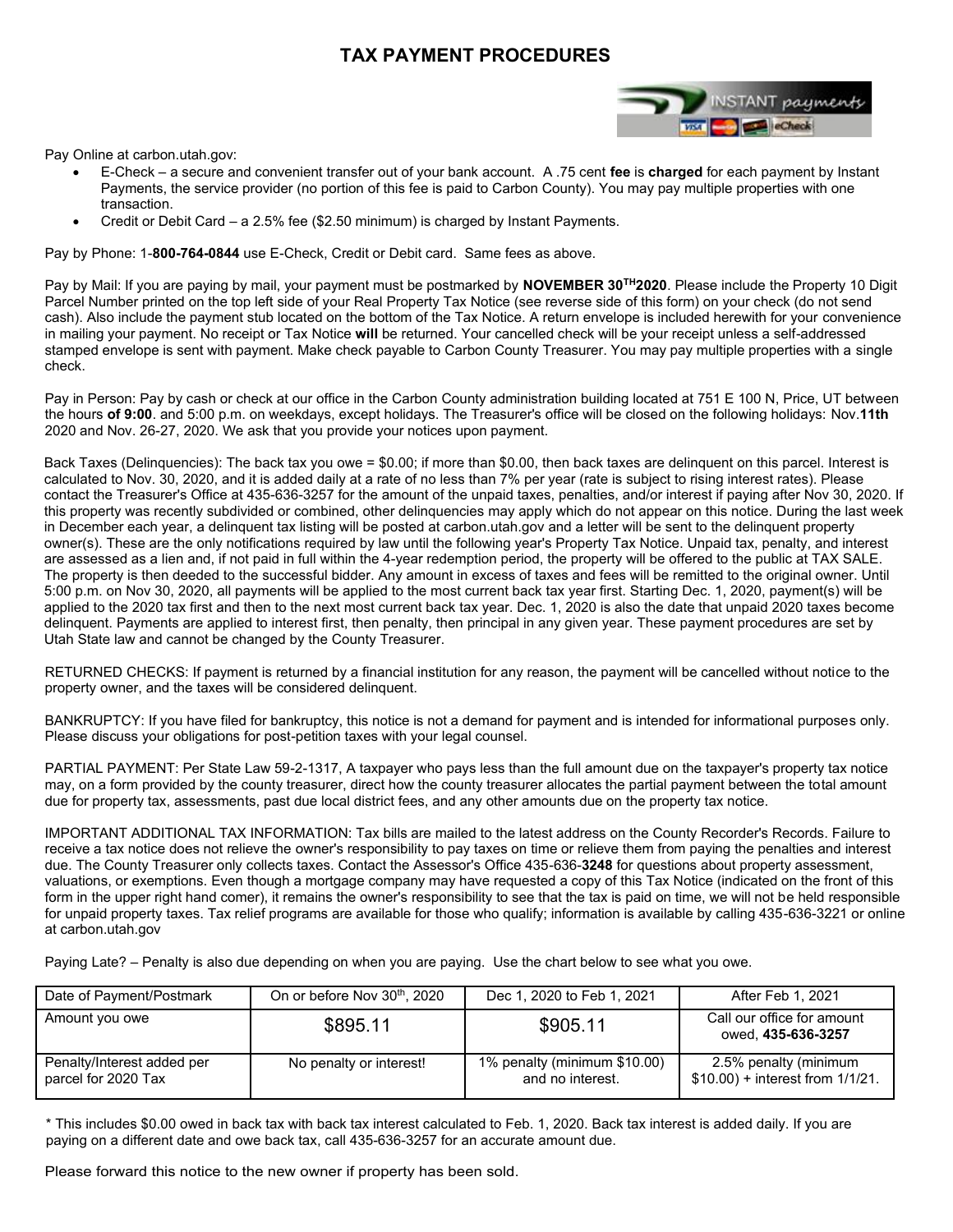# TAX PAYMENT PROCEDURES

Pay Online at carbon.utah.gov:

- E-Check – a secure and convenient transfer out of your bank account. A .75 cent **fee** is **charged** for each payment by Instant Payments, the service provider (no portion of this fee is paid to Carbon County). You may pay multiple properties with one transaction.
- Credit or Debit Card – a 2.5% fee ($2.50 minimum) is charged by Instant Payments.

Pay by Phone: 1-**800-764-0844** use E-Check, Credit or Debit card. Same fees as above.

Pay by Mail: If you are paying by mail, your payment must be postmarked by **NOVEMBER 30TH 2020**. Please include the Property 10 Digit Parcel Number printed on the top left side of your Real Property Tax Notice (see reverse side of this form) on your check (do not send cash). Also include the payment stub located on the bottom of the Tax Notice. A return envelope is included herewith for your convenience in mailing your payment. No receipt or Tax Notice **will** be returned. Your cancelled check will be your receipt unless a self-addressed stamped envelope is sent with payment. Make check payable to Carbon County Treasurer. You may pay multiple properties with a single check.

Pay in Person: Pay by cash or check at our office in the Carbon County administration building located at 751 E 100 N, Price, UT between the hours **of 9:00**. and 5:00 p.m. on weekdays, except holidays. The Treasurer's office will be closed on the following holidays: Nov.**11th** 2020 and Nov. 26-27, 2020. We ask that you provide your notices upon payment.

Back Taxes (Delinquencies): The back tax you owe = $0.00; if more than $0.00, then back taxes are delinquent on this parcel. Interest is calculated to Nov. 30, 2020, and it is added daily at a rate of no less than 7% per year (rate is subject to rising interest rates). Please contact the Treasurer's Office at 435-636-3257 for the amount of the unpaid taxes, penalties, and/or interest if paying after Nov 30, 2020. If this property was recently subdivided or combined, other delinquencies may apply which do not appear on this notice. During the last week in December each year, a delinquent tax listing will be posted at carbon.utah.gov and a letter will be sent to the delinquent property owner(s). These are the only notifications required by law until the following year's Property Tax Notice. Unpaid tax, penalty, and interest are assessed as a lien and, if not paid in full within the 4-year redemption period, the property will be offered to the public at TAX SALE. The property is then deeded to the successful bidder. Any amount in excess of taxes and fees will be remitted to the original owner. Until 5:00 p.m. on Nov 30, 2020, all payments will be applied to the most current back tax year first. Starting Dec. 1, 2020, payment(s) will be applied to the 2020 tax first and then to the next most current back tax year. Dec. 1, 2020 is also the date that unpaid 2020 taxes become delinquent. Payments are applied to interest first, then penalty, then principal in any given year. These payment procedures are set by Utah State law and cannot be changed by the County Treasurer.

RETURNED CHECKS: If payment is returned by a financial institution for any reason, the payment will be cancelled without notice to the property owner, and the taxes will be considered delinquent.

BANKRUPTCY: If you have filed for bankruptcy, this notice is not a demand for payment and is intended for informational purposes only. Please discuss your obligations for post-petition taxes with your legal counsel.

PARTIAL PAYMENT: Per State Law 59-2-1317, A taxpayer who pays less than the full amount due on the taxpayer's property tax notice may, on a form provided by the county treasurer, direct how the county treasurer allocates the partial payment between the total amount due for property tax, assessments, past due local district fees, and any other amounts due on the property tax notice.

IMPORTANT ADDITIONAL TAX INFORMATION: Tax bills are mailed to the latest address on the County Recorder's Records. Failure to receive a tax notice does not relieve the owner's responsibility to pay taxes on time or relieve them from paying the penalties and interest due. The County Treasurer only collects taxes. Contact the Assessor's Office 435-636-**3248** for questions about property assessment, valuations, or exemptions. Even though a mortgage company may have requested a copy of this Tax Notice (indicated on the front of this form in the upper right hand comer), it remains the owner's responsibility to see that the tax is paid on time, we will not be held responsible for unpaid property taxes. Tax relief programs are available for those who qualify; information is available by calling 435-636-3221 or online at carbon.utah.gov

Paying Late? – Penalty is also due depending on when you are paying. Use the chart below to see what you owe.

| Date of Payment/Postmark | On or before Nov 30th, 2020 | Dec 1, 2020 to Feb 1, 2021 | After Feb 1, 2021 |
|---|---|---|---|
| Amount you owe | $895.11 | $905.11 | Call our office for amount owed, **435-636-3257** |
| Penalty/Interest added per parcel for 2020 Tax | No penalty or interest! | 1% penalty (minimum $10.00) and no interest. | 2.5% penalty (minimum $10.00) + interest from 1/1/21. |

\* This includes $0.00 owed in back tax with back tax interest calculated to Feb. 1, 2020. Back tax interest is added daily. If you are paying on a different date and owe back tax, call 435-636-3257 for an accurate amount due.

Please forward this notice to the new owner if property has been sold.